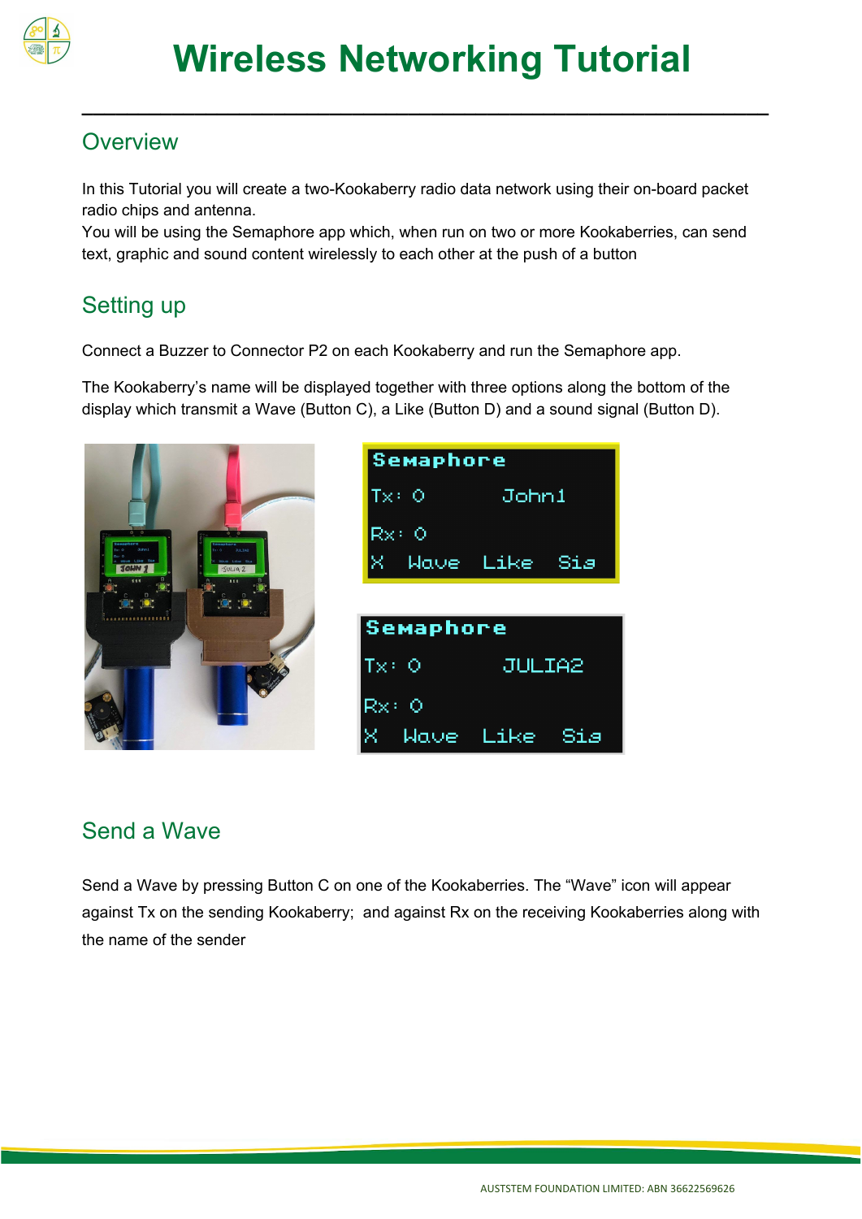# Wireless Networking Tutorial

## Overview

In this Tutorial you will create a two-Kookaberry radio data network using their on-board packet radio chips and antenna.
You will be using the Semaphore app which, when run on two or more Kookaberries, can send text, graphic and sound content wirelessly to each other at the push of a button

## Setting up

Connect a Buzzer to Connector P2 on each Kookaberry and run the Semaphore app.

The Kookaberry's name will be displayed together with three options along the bottom of the display which transmit a Wave (Button C), a Like (Button D) and a sound signal (Button D).

## Send a Wave

Send a Wave by pressing Button C on one of the Kookaberries. The "Wave" icon will appear against Tx on the sending Kookaberry; and against Rx on the receiving Kookaberries along with the name of the sender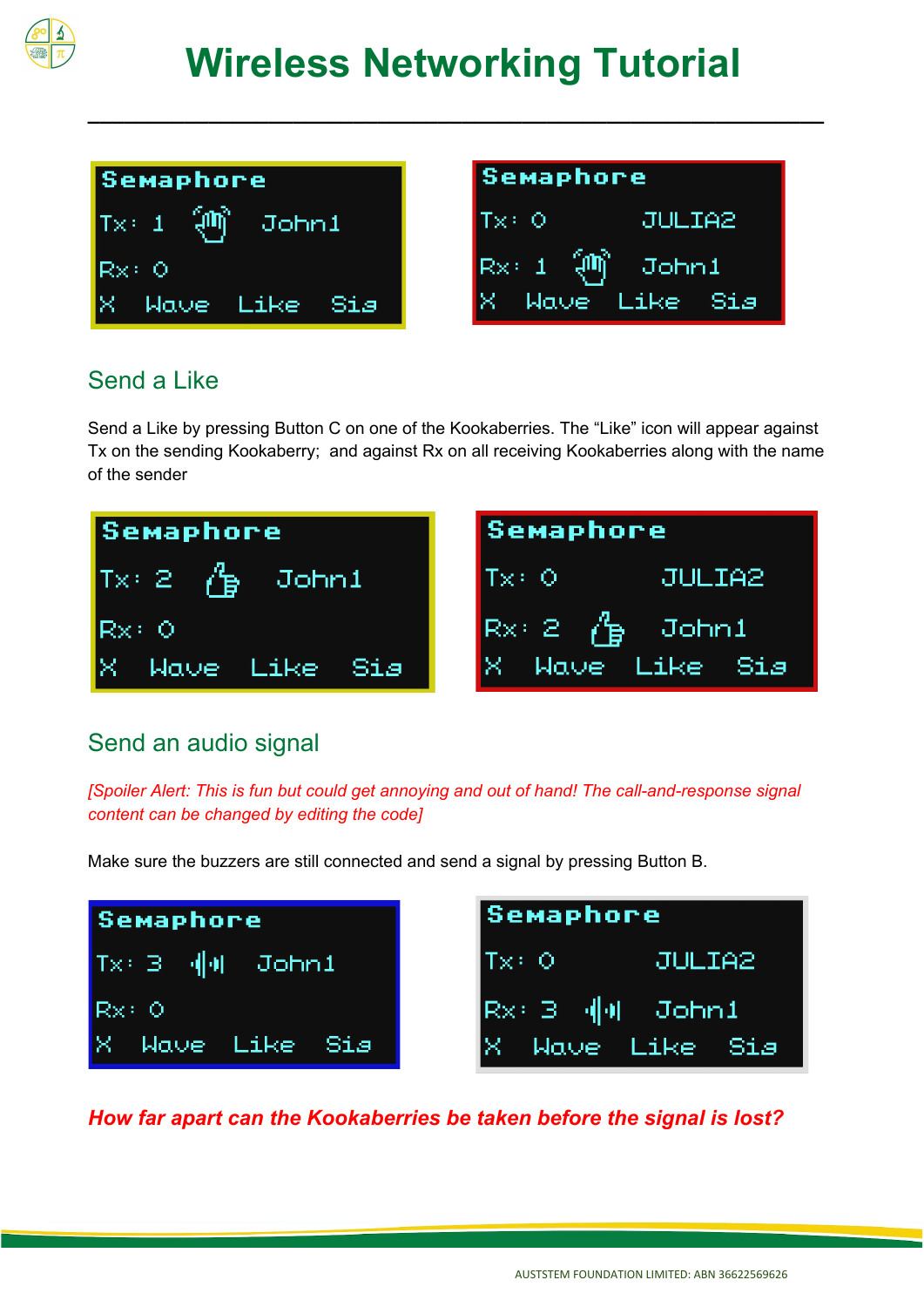# Wireless Networking Tutorial

Semaphore
Tx: 1 John1
Rx: 0
X Wave Like Sig

Semaphore
Tx: 0 JULIA2
Rx: 1 John1
X Wave Like Sig

## Send a Like

Send a Like by pressing Button C on one of the Kookaberries. The "Like" icon will appear against Tx on the sending Kookaberry; and against Rx on all receiving Kookaberries along with the name of the sender

Semaphore
Tx: 2 John1
Rx: 0
X Wave Like Sig

Semaphore
Tx: 0 JULIA2
Rx: 2 John1
X Wave Like Sig

## Send an audio signal

*[Spoiler Alert: This is fun but could get annoying and out of hand! The call-and-response signal content can be changed by editing the code]*

Make sure the buzzers are still connected and send a signal by pressing Button B.

Semaphore
Tx: 3 John1
Rx: 0
X Wave Like Sig

Semaphore
Tx: 0 JULIA2
Rx: 3 John1
X Wave Like Sig

***How far apart can the Kookaberries be taken before the signal is lost?***

AUSTSTEM FOUNDATION LIMITED: ABN 36622569626